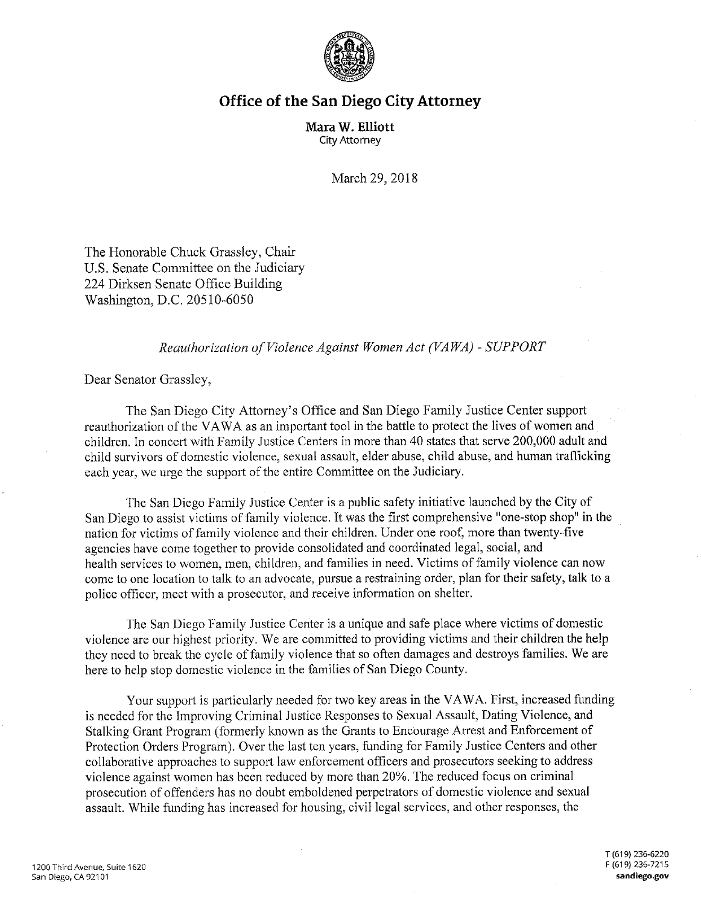# Office of the San Diego City Attorney

**Mara W. Elliott**
City Attorney

March 29, 2018

The Honorable Chuck Grassley, Chair
U.S. Senate Committee on the Judiciary
224 Dirksen Senate Office Building
Washington, D.C. 20510-6050

*Reauthorization of Violence Against Women Act (VAWA) - SUPPORT*

Dear Senator Grassley,

The San Diego City Attorney's Office and San Diego Family Justice Center support reauthorization of the VAWA as an important tool in the battle to protect the lives of women and children. In concert with Family Justice Centers in more than 40 states that serve 200,000 adult and child survivors of domestic violence, sexual assault, elder abuse, child abuse, and human trafficking each year, we urge the support of the entire Committee on the Judiciary.

The San Diego Family Justice Center is a public safety initiative launched by the City of San Diego to assist victims of family violence. It was the first comprehensive "one-stop shop" in the nation for victims of family violence and their children. Under one roof, more than twenty-five agencies have come together to provide consolidated and coordinated legal, social, and health services to women, men, children, and families in need. Victims of family violence can now come to one location to talk to an advocate, pursue a restraining order, plan for their safety, talk to a police officer, meet with a prosecutor, and receive information on shelter.

The San Diego Family Justice Center is a unique and safe place where victims of domestic violence are our highest priority. We are committed to providing victims and their children the help they need to break the cycle of family violence that so often damages and destroys families. We are here to help stop domestic violence in the families of San Diego County.

Your support is particularly needed for two key areas in the VAWA. First, increased funding is needed for the Improving Criminal Justice Responses to Sexual Assault, Dating Violence, and Stalking Grant Program (formerly known as the Grants to Encourage Arrest and Enforcement of Protection Orders Program). Over the last ten years, funding for Family Justice Centers and other collaborative approaches to support law enforcement officers and prosecutors seeking to address violence against women has been reduced by more than 20%. The reduced focus on criminal prosecution of offenders has no doubt emboldened perpetrators of domestic violence and sexual assault. While funding has increased for housing, civil legal services, and other responses, the

1200 Third Avenue, Suite 1620
San Diego, CA 92101

T (619) 236-6220
F (619) 236-7215
**sandiego.gov**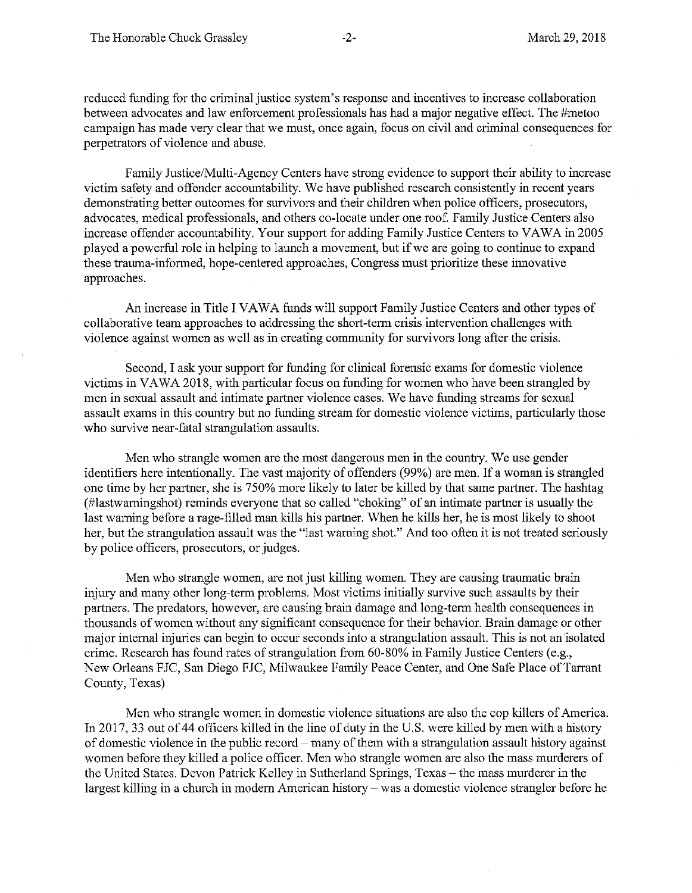reduced funding for the criminal justice system's response and incentives to increase collaboration between advocates and law enforcement professionals has had a major negative effect. The #metoo campaign has made very clear that we must, once again, focus on civil and criminal consequences for perpetrators of violence and abuse.

Family Justice/Multi-Agency Centers have strong evidence to support their ability to increase victim safety and offender accountability. We have published research consistently in recent years demonstrating better outcomes for survivors and their children when police officers, prosecutors, advocates, medical professionals, and others co-locate under one roof. Family Justice Centers also increase offender accountability. Your support for adding Family Justice Centers to VAWA in 2005 played a powerful role in helping to launch a movement, but if we are going to continue to expand these trauma-informed, hope-centered approaches, Congress must prioritize these innovative approaches.

An increase in Title I VAWA funds will support Family Justice Centers and other types of collaborative team approaches to addressing the short-term crisis intervention challenges with violence against women as well as in creating community for survivors long after the crisis.

Second, I ask your support for funding for clinical forensic exams for domestic violence victims in VAWA 2018, with particular focus on funding for women who have been strangled by men in sexual assault and intimate partner violence cases. We have funding streams for sexual assault exams in this country but no funding stream for domestic violence victims, particularly those who survive near-fatal strangulation assaults.

Men who strangle women are the most dangerous men in the country. We use gender identifiers here intentionally. The vast majority of offenders (99%) are men. If a woman is strangled one time by her partner, she is 750% more likely to later be killed by that same partner. The hashtag (#lastwarningshot) reminds everyone that so called "choking" of an intimate partner is usually the last warning before a rage-filled man kills his partner. When he kills her, he is most likely to shoot her, but the strangulation assault was the "last warning shot." And too often it is not treated seriously by police officers, prosecutors, or judges.

Men who strangle women, are not just killing women. They are causing traumatic brain injury and many other long-term problems. Most victims initially survive such assaults by their partners. The predators, however, are causing brain damage and long-term health consequences in thousands of women without any significant consequence for their behavior. Brain damage or other major internal injuries can begin to occur seconds into a strangulation assault. This is not an isolated crime. Research has found rates of strangulation from 60-80% in Family Justice Centers (e.g., New Orleans FJC, San Diego FJC, Milwaukee Family Peace Center, and One Safe Place of Tarrant County, Texas)

Men who strangle women in domestic violence situations are also the cop killers of America. In 2017, 33 out of 44 officers killed in the line of duty in the U.S. were killed by men with a history of domestic violence in the public record – many of them with a strangulation assault history against women before they killed a police officer. Men who strangle women are also the mass murderers of the United States. Devon Patrick Kelley in Sutherland Springs, Texas – the mass murderer in the largest killing in a church in modern American history – was a domestic violence strangler before he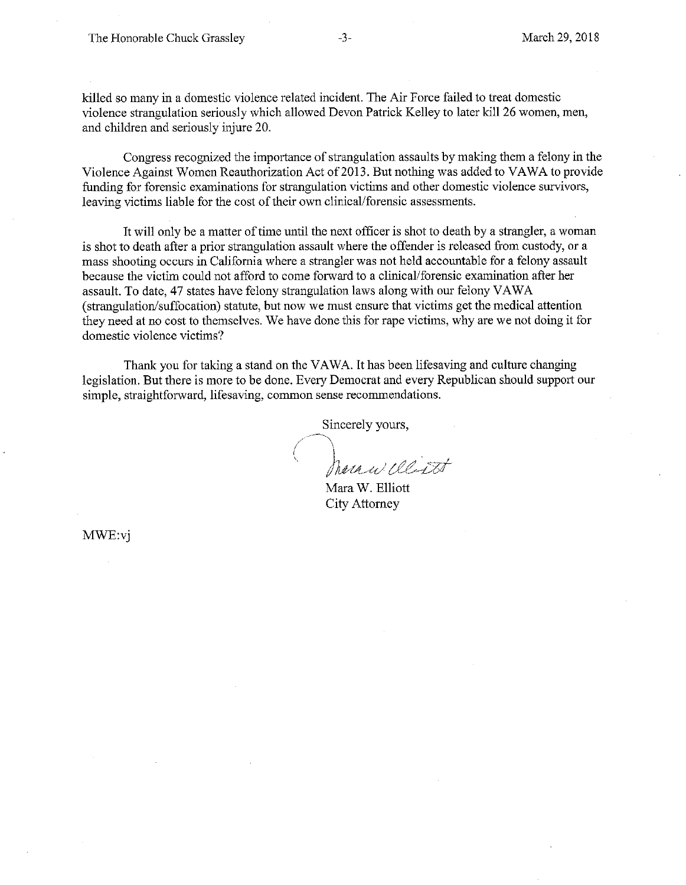killed so many in a domestic violence related incident. The Air Force failed to treat domestic violence strangulation seriously which allowed Devon Patrick Kelley to later kill 26 women, men, and children and seriously injure 20.

Congress recognized the importance of strangulation assaults by making them a felony in the Violence Against Women Reauthorization Act of 2013. But nothing was added to VAWA to provide funding for forensic examinations for strangulation victims and other domestic violence survivors, leaving victims liable for the cost of their own clinical/forensic assessments.

It will only be a matter of time until the next officer is shot to death by a strangler, a woman is shot to death after a prior strangulation assault where the offender is released from custody, or a mass shooting occurs in California where a strangler was not held accountable for a felony assault because the victim could not afford to come forward to a clinical/forensic examination after her assault. To date, 47 states have felony strangulation laws along with our felony VAWA (strangulation/suffocation) statute, but now we must ensure that victims get the medical attention they need at no cost to themselves. We have done this for rape victims, why are we not doing it for domestic violence victims?

Thank you for taking a stand on the VAWA. It has been lifesaving and culture changing legislation. But there is more to be done. Every Democrat and every Republican should support our simple, straightforward, lifesaving, common sense recommendations.

Sincerely yours,

Mara W. Elliott
City Attorney

MWE:vj